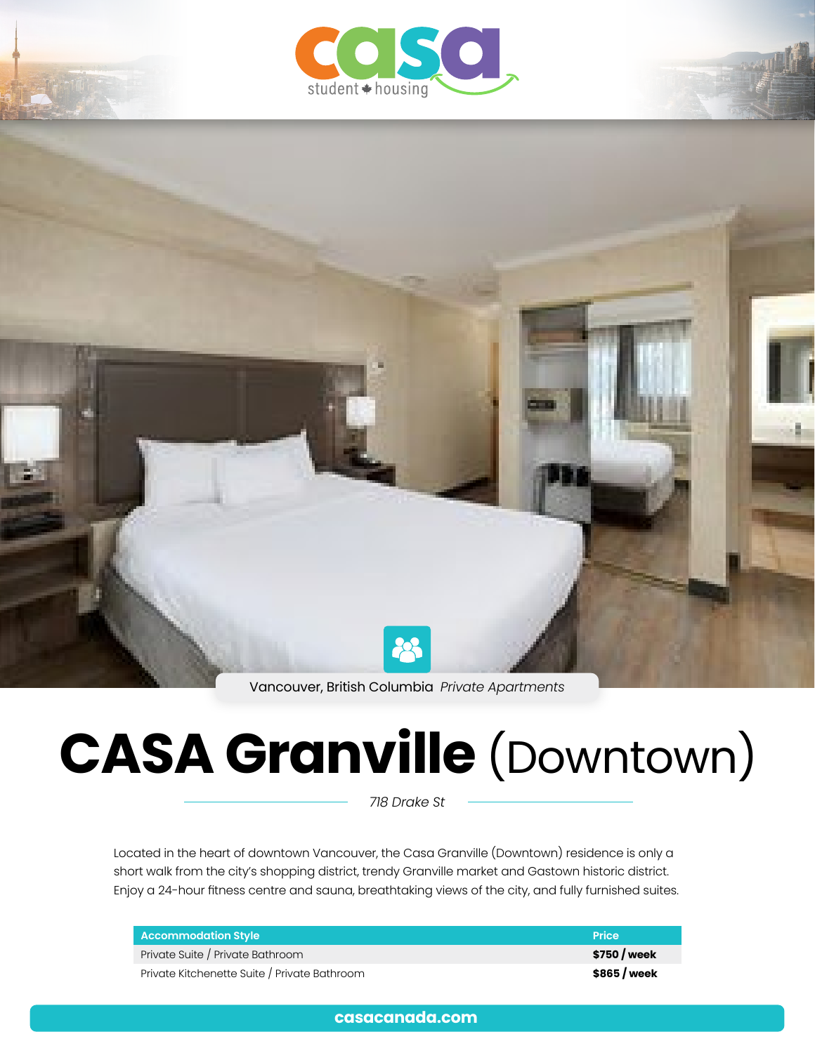casa student housing

Vancouver, British Columbia *Private Apartments*

# CASA Granville (Downtown)

*718 Drake St*

Located in the heart of downtown Vancouver, the Casa Granville (Downtown) residence is only a short walk from the city's shopping district, trendy Granville market and Gastown historic district. Enjoy a 24-hour fitness centre and sauna, breathtaking views of the city, and fully furnished suites.

| Accommodation Style | Price |
| --- | --- |
| Private Suite / Private Bathroom | **$750 / week** |
| Private Kitchenette Suite / Private Bathroom | **$865 / week** |

**casacanada.com**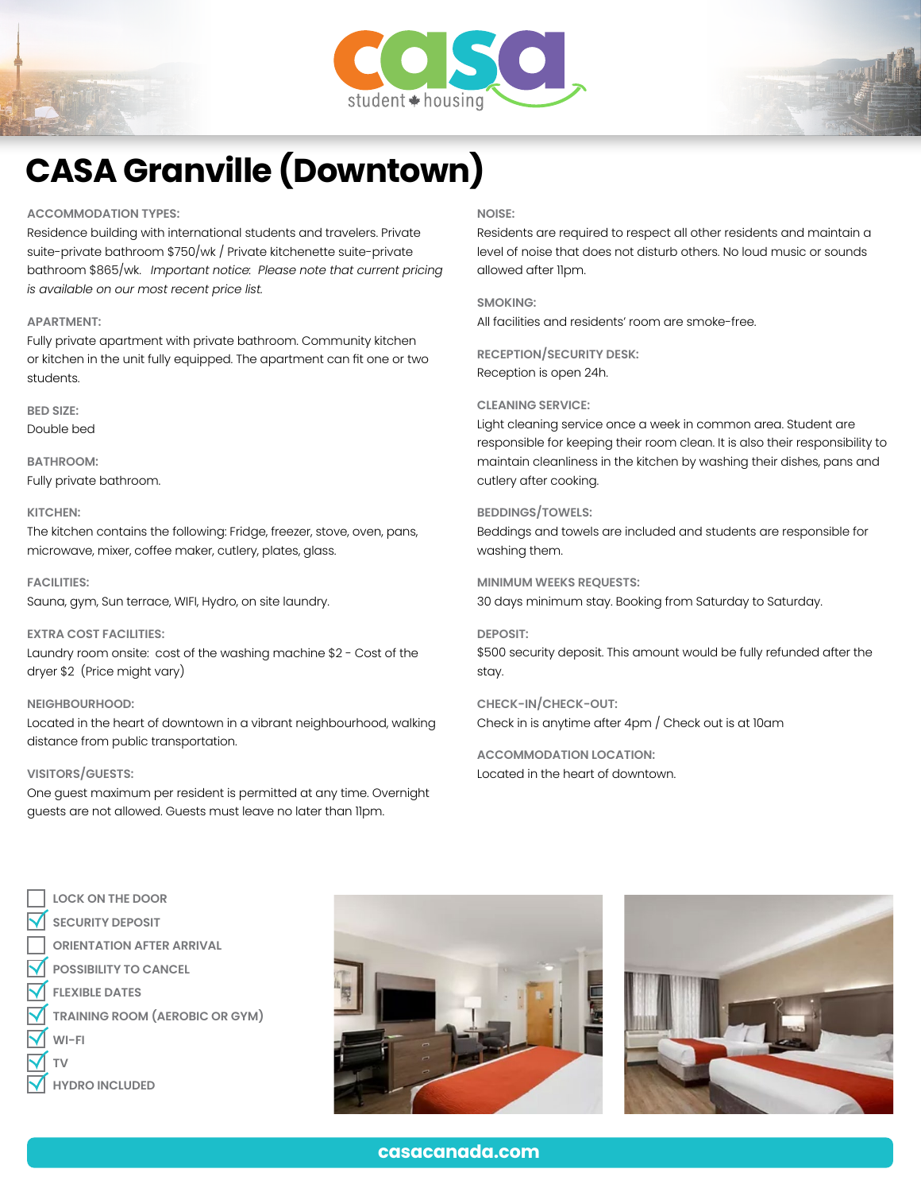# CASA Granville (Downtown)

**ACCOMMODATION TYPES:**
Residence building with international students and travelers. Private suite-private bathroom $750/wk / Private kitchenette suite-private bathroom $865/wk. *Important notice: Please note that current pricing is available on our most recent price list.*

**APARTMENT:**
Fully private apartment with private bathroom. Community kitchen or kitchen in the unit fully equipped. The apartment can fit one or two students.

**BED SIZE:**
Double bed

**BATHROOM:**
Fully private bathroom.

**KITCHEN:**
The kitchen contains the following: Fridge, freezer, stove, oven, pans, microwave, mixer, coffee maker, cutlery, plates, glass.

**FACILITIES:**
Sauna, gym, Sun terrace, WIFI, Hydro, on site laundry.

**EXTRA COST FACILITIES:**
Laundry room onsite: cost of the washing machine $2 - Cost of the dryer $2 (Price might vary)

**NEIGHBOURHOOD:**
Located in the heart of downtown in a vibrant neighbourhood, walking distance from public transportation.

**VISITORS/GUESTS:**
One guest maximum per resident is permitted at any time. Overnight guests are not allowed. Guests must leave no later than 11pm.

**NOISE:**
Residents are required to respect all other residents and maintain a level of noise that does not disturb others. No loud music or sounds allowed after 11pm.

**SMOKING:**
All facilities and residents' room are smoke-free.

**RECEPTION/SECURITY DESK:**
Reception is open 24h.

**CLEANING SERVICE:**
Light cleaning service once a week in common area. Student are responsible for keeping their room clean. It is also their responsibility to maintain cleanliness in the kitchen by washing their dishes, pans and cutlery after cooking.

**BEDDINGS/TOWELS:**
Beddings and towels are included and students are responsible for washing them.

**MINIMUM WEEKS REQUESTS:**
30 days minimum stay. Booking from Saturday to Saturday.

**DEPOSIT:**
$500 security deposit. This amount would be fully refunded after the stay.

**CHECK-IN/CHECK-OUT:**
Check in is anytime after 4pm / Check out is at 10am

**ACCOMMODATION LOCATION:**
Located in the heart of downtown.

- [ ] LOCK ON THE DOOR
- [x] SECURITY DEPOSIT
- [ ] ORIENTATION AFTER ARRIVAL
- [x] POSSIBILITY TO CANCEL
- [x] FLEXIBLE DATES
- [x] TRAINING ROOM (AEROBIC OR GYM)
- [x] WI-FI
- [x] TV
- [x] HYDRO INCLUDED

casacanada.com